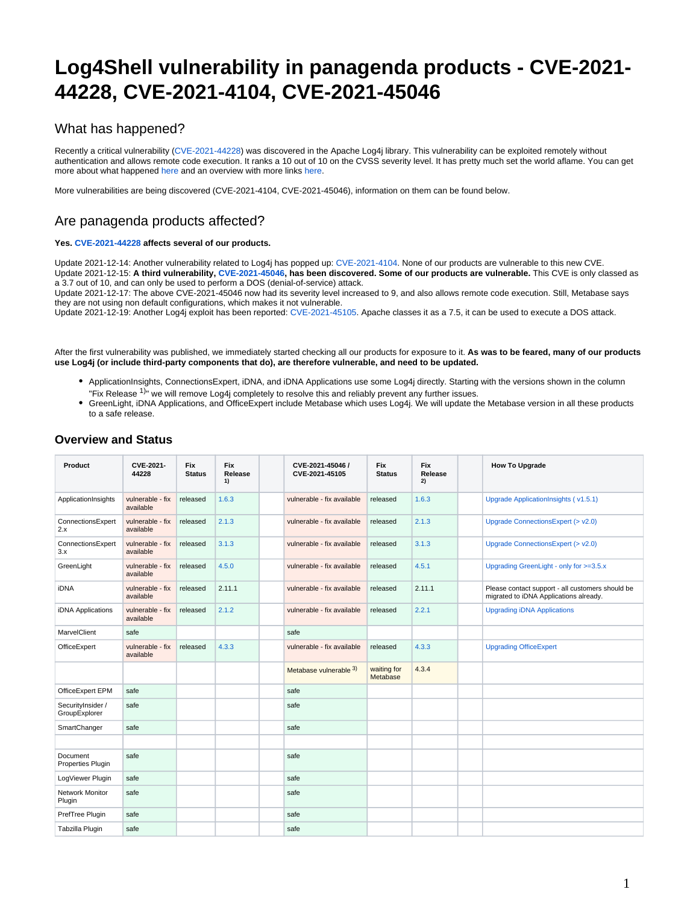# Log4Shell vulnerability in panagenda products - CVE-2021-44228, CVE-2021-4104, CVE-2021-45046

## What has happened?

Recently a critical vulnerability (CVE-2021-44228) was discovered in the Apache Log4j library. This vulnerability can be exploited remotely without authentication and allows remote code execution. It ranks a 10 out of 10 on the CVSS severity level. It has pretty much set the world aflame. You can get more about what happened here and an overview with more links here.

More vulnerabilities are being discovered (CVE-2021-4104, CVE-2021-45046), information on them can be found below.

## Are panagenda products affected?

**Yes. CVE-2021-44228 affects several of our products.**

Update 2021-12-14: Another vulnerability related to Log4j has popped up: CVE-2021-4104. None of our products are vulnerable to this new CVE.
Update 2021-12-15: **A third vulnerability, CVE-2021-45046, has been discovered. Some of our products are vulnerable.** This CVE is only classed as a 3.7 out of 10, and can only be used to perform a DOS (denial-of-service) attack.
Update 2021-12-17: The above CVE-2021-45046 now had its severity level increased to 9, and also allows remote code execution. Still, Metabase says they are not using non default configurations, which makes it not vulnerable.
Update 2021-12-19: Another Log4j exploit has been reported: CVE-2021-45105. Apache classes it as a 7.5, it can be used to execute a DOS attack.

After the first vulnerability was published, we immediately started checking all our products for exposure to it. **As was to be feared, many of our products use Log4j (or include third-party components that do), are therefore vulnerable, and need to be updated.**

- ApplicationInsights, ConnectionsExpert, iDNA, and iDNA Applications use some Log4j directly. Starting with the versions shown in the column "Fix Release [1)]" we will remove Log4j completely to resolve this and reliably prevent any further issues.
- GreenLight, iDNA Applications, and OfficeExpert include Metabase which uses Log4j. We will update the Metabase version in all these products to a safe release.

### Overview and Status

| Product | CVE-2021-44228 | Fix Status | Fix Release [1)] | | CVE-2021-45046 / CVE-2021-45105 | Fix Status | Fix Release [2)] | | How To Upgrade |
|---|---|---|---|---|---|---|---|---|---|
| ApplicationInsights | vulnerable - fix available | released | 1.6.3 | | vulnerable - fix available | released | 1.6.3 | | Upgrade ApplicationInsights ( v1.5.1) |
| ConnectionsExpert 2.x | vulnerable - fix available | released | 2.1.3 | | vulnerable - fix available | released | 2.1.3 | | Upgrade ConnectionsExpert (> v2.0) |
| ConnectionsExpert 3.x | vulnerable - fix available | released | 3.1.3 | | vulnerable - fix available | released | 3.1.3 | | Upgrade ConnectionsExpert (> v2.0) |
| GreenLight | vulnerable - fix available | released | 4.5.0 | | vulnerable - fix available | released | 4.5.1 | | Upgrading GreenLight - only for >=3.5.x |
| iDNA | vulnerable - fix available | released | 2.11.1 | | vulnerable - fix available | released | 2.11.1 | | Please contact support - all customers should be migrated to iDNA Applications already. |
| iDNA Applications | vulnerable - fix available | released | 2.1.2 | | vulnerable - fix available | released | 2.2.1 | | Upgrading iDNA Applications |
| MarvelClient | safe | | | | safe | | | | |
| OfficeExpert | vulnerable - fix available | released | 4.3.3 | | vulnerable - fix available | released | 4.3.3 | | Upgrading OfficeExpert |
| | | | | | Metabase vulnerable [3)] | waiting for Metabase | 4.3.4 | | |
| OfficeExpert EPM | safe | | | | safe | | | | |
| SecurityInsider / GroupExplorer | safe | | | | safe | | | | |
| SmartChanger | safe | | | | safe | | | | |
| | | | | | | | | | |
| Document Properties Plugin | safe | | | | safe | | | | |
| LogViewer Plugin | safe | | | | safe | | | | |
| Network Monitor Plugin | safe | | | | safe | | | | |
| PrefTree Plugin | safe | | | | safe | | | | |
| Tabzilla Plugin | safe | | | | safe | | | | |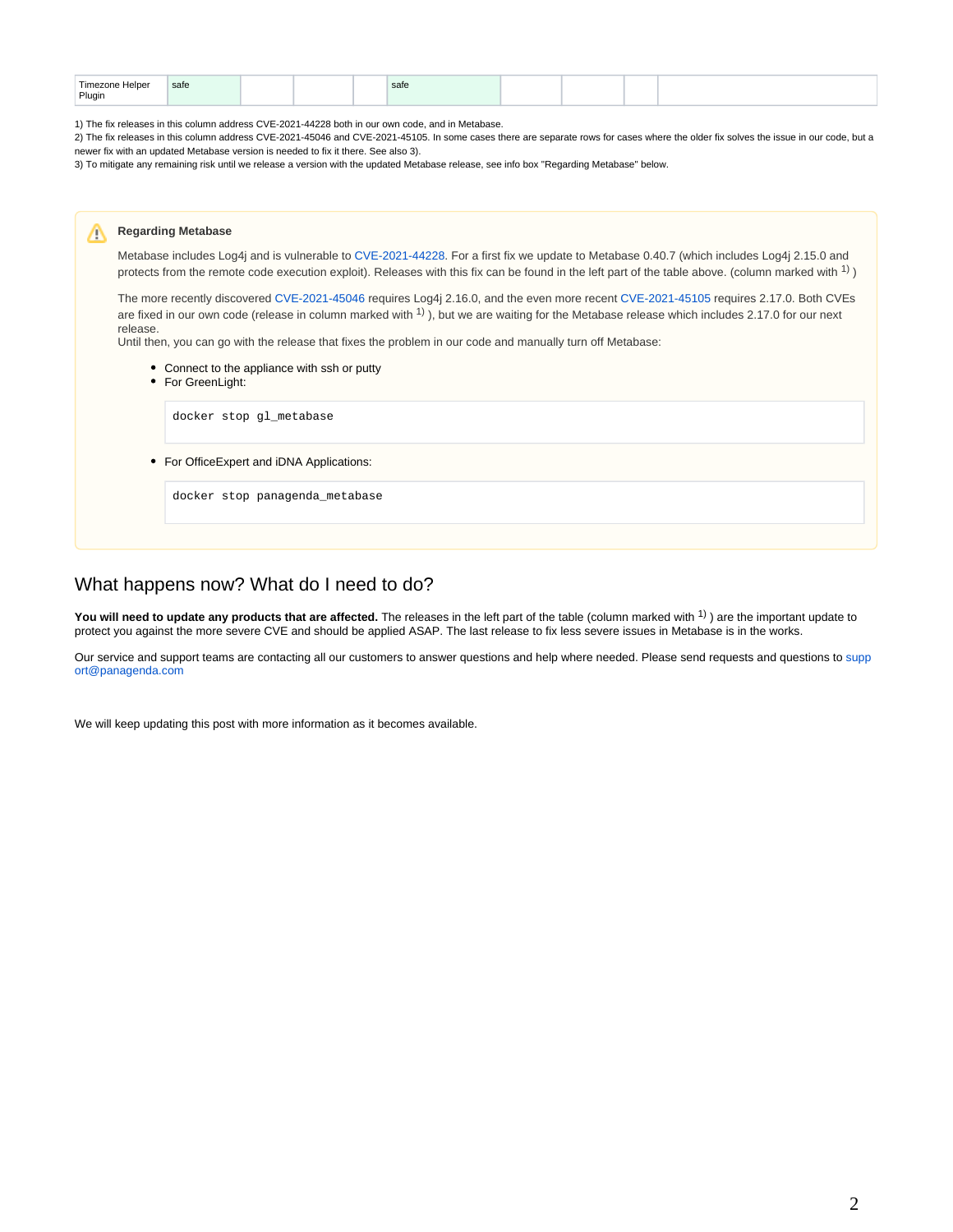| | | | | | | | | | |
|---|---|---|---|---|---|---|---|---|---|
| Timezone Helper Plugin | safe | | | | safe | | | | |

1) The fix releases in this column address CVE-2021-44228 both in our own code, and in Metabase.
2) The fix releases in this column address CVE-2021-45046 and CVE-2021-45105. In some cases there are separate rows for cases where the older fix solves the issue in our code, but a newer fix with an updated Metabase version is needed to fix it there. See also 3).
3) To mitigate any remaining risk until we release a version with the updated Metabase release, see info box "Regarding Metabase" below.

**Regarding Metabase**

Metabase includes Log4j and is vulnerable to CVE-2021-44228. For a first fix we update to Metabase 0.40.7 (which includes Log4j 2.15.0 and protects from the remote code execution exploit). Releases with this fix can be found in the left part of the table above. (column marked with 1) )

The more recently discovered CVE-2021-45046 requires Log4j 2.16.0, and the even more recent CVE-2021-45105 requires 2.17.0. Both CVEs are fixed in our own code (release in column marked with 1) ), but we are waiting for the Metabase release which includes 2.17.0 for our next release.
Until then, you can go with the release that fixes the problem in our code and manually turn off Metabase:

- Connect to the appliance with ssh or putty
- For GreenLight:

```
docker stop gl_metabase
```

- For OfficeExpert and iDNA Applications:

```
docker stop panagenda_metabase
```

## What happens now? What do I need to do?

**You will need to update any products that are affected.** The releases in the left part of the table (column marked with 1) ) are the important update to protect you against the more severe CVE and should be applied ASAP. The last release to fix less severe issues in Metabase is in the works.

Our service and support teams are contacting all our customers to answer questions and help where needed. Please send requests and questions to support@panagenda.com

We will keep updating this post with more information as it becomes available.